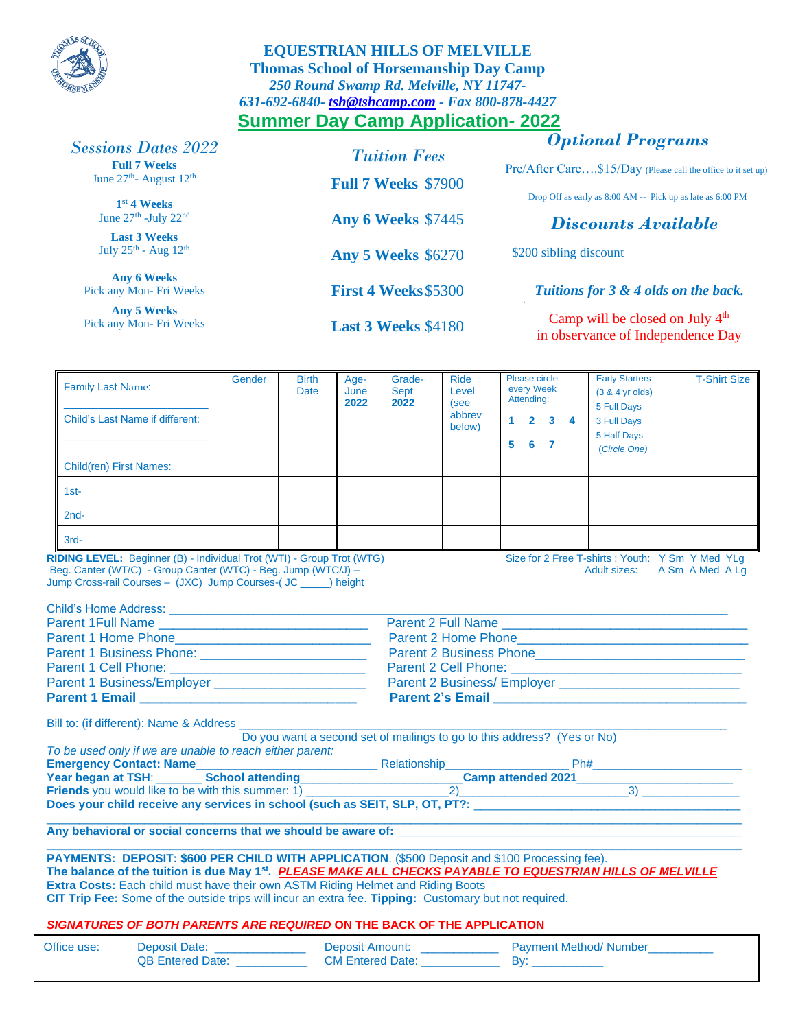# EQUESTRIAN HILLS OF MELVILLE

## Thomas School of Horsemanship Day Camp

*250 Round Swamp Rd. Melville, NY 11747-*

*631-692-6840- tsh@tshcamp.com - Fax 800-878-4427*

## Summer Day Camp Application- 2022

### *Sessions Dates 2022*

**Full 7 Weeks**
June 27th- August 12th

**1st 4 Weeks**
June 27th -July 22nd

**Last 3 Weeks**
July 25th - Aug 12th

**Any 6 Weeks**
Pick any Mon- Fri Weeks

**Any 5 Weeks**
Pick any Mon- Fri Weeks

### *Tuition Fees*

**Full 7 Weeks** $7900

**Any 6 Weeks** $7445

**Any 5 Weeks** $6270

**First 4 Weeks** $5300

**Last 3 Weeks** $4180

### *Optional Programs*

Pre/After Care….$15/Day (Please call the office to it set up)

Drop Off as early as 8:00 AM -- Pick up as late as 6:00 PM

### *Discounts Available*

$200 sibling discount

***Tuitions for 3 & 4 olds on the back.***

Camp will be closed on July 4th in observance of Independence Day

| Family Last Name: ____________________ Child's Last Name if different: ____________________ Child(ren) First Names: | Gender | Birth Date | Age- June **2022** | Grade- Sept **2022** | Ride Level (see abbrev below) | Please circle every Week Attending: **1 2 3 4 5 6 7** | Early Starters (3 & 4 yr olds) 5 Full Days 3 Full Days 5 Half Days (*Circle One*) | T-Shirt Size |
|---|---|---|---|---|---|---|---|---|
| 1st- | | | | | | | | |
| 2nd- | | | | | | | | |
| 3rd- | | | | | | | | |

**RIDING LEVEL:** Beginner (B) - Individual Trot (WTI) - Group Trot (WTG) Beg. Canter (WT/C) - Group Canter (WTC) - Beg. Jump (WTC/J) – Jump Cross-rail Courses – (JXC) Jump Courses-( JC _____) height

Size for 2 Free T-shirts : Youth: Y Sm Y Med YLg
Adult sizes: A Sm A Med A Lg

Child's Home Address: ______________________________________________

| | |
|---|---|
| Parent 1Full Name ____________________ | Parent 2 Full Name ____________________ |
| Parent 1 Home Phone____________________ | Parent 2 Home Phone____________________ |
| Parent 1 Business Phone: ____________________ | Parent 2 Business Phone____________________ |
| Parent 1 Cell Phone: ____________________ | Parent 2 Cell Phone: ____________________ |
| Parent 1 Business/Employer ____________________ | Parent 2 Business/ Employer ____________________ |
| **Parent 1 Email** ____________________ | **Parent 2's Email** ____________________ |

Bill to: (if different): Name & Address ______________________________________________

Do you want a second set of mailings to go to this address? (Yes or No)

*To be used only if we are unable to reach either parent:*

**Emergency Contact: Name**__________________ Relationship______________ Ph#________________

**Year began at TSH**: _______ **School attending**__________________ **Camp attended 2021**________________

**Friends** you would like to be with this summer: 1) ________________ 2)________________ 3) ____________

**Does your child receive any services in school (such as SEIT, SLP, OT, PT?:** ______________________________

______________________________________________

**Any behavioral or social concerns that we should be aware of:** ______________________________

______________________________________________

**PAYMENTS: DEPOSIT: $600 PER CHILD WITH APPLICATION**. ($500 Deposit and $100 Processing fee).
**The balance of the tuition is due May 1st.** ***PLEASE MAKE ALL CHECKS PAYABLE TO EQUESTRIAN HILLS OF MELVILLE***
**Extra Costs:** Each child must have their own ASTM Riding Helmet and Riding Boots
**CIT Trip Fee:** Some of the outside trips will incur an extra fee. **Tipping:** Customary but not required.

***SIGNATURES OF BOTH PARENTS ARE REQUIRED*** **ON THE BACK OF THE APPLICATION**

| Office use: | Deposit Date: ____________ | Deposit Amount: ____________ | Payment Method/ Number__________ |
|---|---|---|---|
| | QB Entered Date: __________ | CM Entered Date: ___________ | By: ___________ |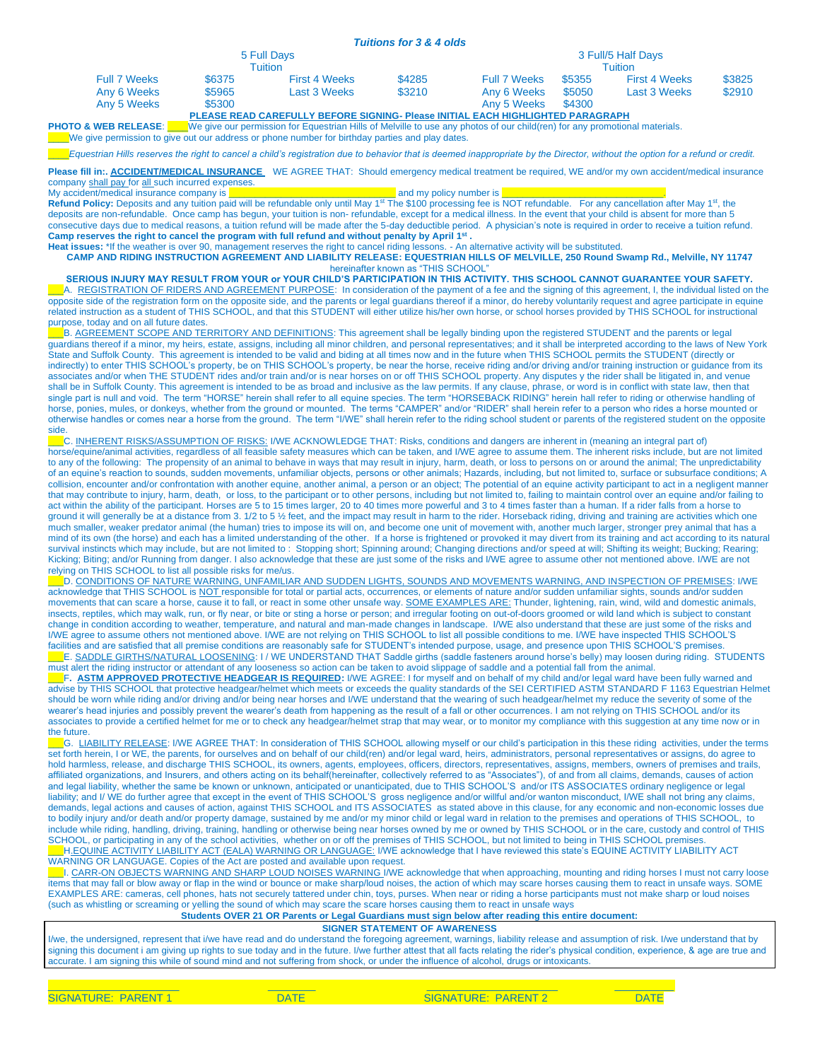***Tuitions for 3 & 4 olds***

| 5 Full Days Tuition | | | | 3 Full/5 Half Days Tuition | | | |
|---|---|---|---|---|---|---|---|
| Full 7 Weeks | $6375 | First 4 Weeks | $4285 | Full 7 Weeks | $5355 | First 4 Weeks | $3825 |
| Any 6 Weeks | $5965 | Last 3 Weeks | $3210 | Any 6 Weeks | $5050 | Last 3 Weeks | $2910 |
| Any 5 Weeks | $5300 | | | Any 5 Weeks | $4300 | | |

**PLEASE READ CAREFULLY BEFORE SIGNING- Please INITIAL EACH HIGHLIGHTED PARAGRAPH**

**PHOTO & WEB RELEASE**: ____We give our permission for Equestrian Hills of Melville to use any photos of our child(ren) for any promotional materials.
____We give permission to give out our address or phone number for birthday parties and play dates.

____*Equestrian Hills reserves the right to cancel a child's registration due to behavior that is deemed inappropriate by the Director, without the option for a refund or credit.*

**Please fill in:. ACCIDENT/MEDICAL INSURANCE** WE AGREE THAT: Should emergency medical treatment be required, WE and/or my own accident/medical insurance company shall pay for all such incurred expenses.
My accident/medical insurance company is ______________________________ and my policy number is ______________________________.

**Refund Policy:** Deposits and any tuition paid will be refundable only until May 1st The $100 processing fee is NOT refundable. For any cancellation after May 1st, the deposits are non-refundable. Once camp has begun, your tuition is non- refundable, except for a medical illness. In the event that your child is absent for more than 5 consecutive days due to medical reasons, a tuition refund will be made after the 5-day deductible period. A physician's note is required in order to receive a tuition refund.
**Camp reserves the right to cancel the program with full refund and without penalty by April 1st .**

**Heat issues:** *If the weather is over 90, management reserves the right to cancel riding lessons. - An alternative activity will be substituted.

**CAMP AND RIDING INSTRUCTION AGREEMENT AND LIABILITY RELEASE: EQUESTRIAN HILLS OF MELVILLE, 250 Round Swamp Rd., Melville, NY 11747**
hereinafter known as "THIS SCHOOL"

**SERIOUS INJURY MAY RESULT FROM YOUR or YOUR CHILD'S PARTICIPATION IN THIS ACTIVITY. THIS SCHOOL CANNOT GUARANTEE YOUR SAFETY.**

___A. REGISTRATION OF RIDERS AND AGREEMENT PURPOSE: In consideration of the payment of a fee and the signing of this agreement, I, the individual listed on the opposite side of the registration form on the opposite side, and the parents or legal guardians thereof if a minor, do hereby voluntarily request and agree participate in equine related instruction as a student of THIS SCHOOL, and that this STUDENT will either utilize his/her own horse, or school horses provided by THIS SCHOOL for instructional purpose, today and on all future dates.

___B. AGREEMENT SCOPE AND TERRITORY AND DEFINITIONS: This agreement shall be legally binding upon the registered STUDENT and the parents or legal guardians thereof if a minor, my heirs, estate, assigns, including all minor children, and personal representatives; and it shall be interpreted according to the laws of New York State and Suffolk County. This agreement is intended to be valid and biding at all times now and in the future when THIS SCHOOL permits the STUDENT (directly or indirectly) to enter THIS SCHOOL's property, be on THIS SCHOOL's property, be near the horse, receive riding and/or driving and/or training instruction or guidance from its associates and/or when THE STUDENT rides and/or train and/or is near horses on or off THIS SCHOOL property. Any disputes y the rider shall be litigated in, and venue shall be in Suffolk County. This agreement is intended to be as broad and inclusive as the law permits. If any clause, phrase, or word is in conflict with state law, then that single part is null and void. The term "HORSE" herein shall refer to all equine species. The term "HORSEBACK RIDING" herein hall refer to riding or otherwise handling of horse, ponies, mules, or donkeys, whether from the ground or mounted. The terms "CAMPER" and/or "RIDER" shall herein refer to a person who rides a horse mounted or otherwise handles or comes near a horse from the ground. The term "I/WE" shall herein refer to the riding school student or parents of the registered student on the opposite side.

___C. INHERENT RISKS/ASSUMPTION OF RISKS: I/WE ACKNOWLEDGE THAT: Risks, conditions and dangers are inherent in (meaning an integral part of) horse/equine/animal activities, regardless of all feasible safety measures which can be taken, and I/WE agree to assume them. The inherent risks include, but are not limited to any of the following: The propensity of an animal to behave in ways that may result in injury, harm, death, or loss to persons on or around the animal; The unpredictability of an equine's reaction to sounds, sudden movements, unfamiliar objects, persons or other animals; Hazards, including, but not limited to, surface or subsurface conditions; A collision, encounter and/or confrontation with another equine, another animal, a person or an object; The potential of an equine activity participant to act in a negligent manner that may contribute to injury, harm, death, or loss, to the participant or to other persons, including but not limited to, failing to maintain control over an equine and/or failing to act within the ability of the participant. Horses are 5 to 15 times larger, 20 to 40 times more powerful and 3 to 4 times faster than a human. If a rider falls from a horse to ground it will generally be at a distance from 3. 1/2 to 5 ½ feet, and the impact may result in harm to the rider. Horseback riding, driving and training are activities which one much smaller, weaker predator animal (the human) tries to impose its will on, and become one unit of movement with, another much larger, stronger prey animal that has a mind of its own (the horse) and each has a limited understanding of the other. If a horse is frightened or provoked it may divert from its training and act according to its natural survival instincts which may include, but are not limited to : Stopping short; Spinning around; Changing directions and/or speed at will; Shifting its weight; Bucking; Rearing; Kicking; Biting; and/or Running from danger. I also acknowledge that these are just some of the risks and I/WE agree to assume other not mentioned above. I/WE are not relying on THIS SCHOOL to list all possible risks for me/us.

___D. CONDITIONS OF NATURE WARNING, UNFAMILIAR AND SUDDEN LIGHTS, SOUNDS AND MOVEMENTS WARNING, AND INSPECTION OF PREMISES: I/WE acknowledge that THIS SCHOOL is NOT responsible for total or partial acts, occurrences, or elements of nature and/or sudden unfamiliar sights, sounds and/or sudden movements that can scare a horse, cause it to fall, or react in some other unsafe way. SOME EXAMPLES ARE: Thunder, lightening, rain, wind, wild and domestic animals, insects, reptiles, which may walk, run, or fly near, or bite or sting a horse or person; and irregular footing on out-of-doors groomed or wild land which is subject to constant change in condition according to weather, temperature, and natural and man-made changes in landscape. I/WE also understand that these are just some of the risks and I/WE agree to assume others not mentioned above. I/WE are not relying on THIS SCHOOL to list all possible conditions to me. I/WE have inspected THIS SCHOOL'S facilities and are satisfied that all premise conditions are reasonably safe for STUDENT's intended purpose, usage, and presence upon THIS SCHOOL'S premises.

___E. SADDLE GIRTHS/NATURAL LOOSENING: I / WE UNDERSTAND THAT Saddle girths (saddle fasteners around horse's belly) may loosen during riding. STUDENTS must alert the riding instructor or attendant of any looseness so action can be taken to avoid slippage of saddle and a potential fall from the animal.

___**F. ASTM APPROVED PROTECTIVE HEADGEAR IS REQUIRED:** I/WE AGREE: I for myself and on behalf of my child and/or legal ward have been fully warned and advise by THIS SCHOOL that protective headgear/helmet which meets or exceeds the quality standards of the SEI CERTIFIED ASTM STANDARD F 1163 Equestrian Helmet should be worn while riding and/or driving and/or being near horses and I/WE understand that the wearing of such headgear/helmet my reduce the severity of some of the wearer's head injuries and possibly prevent the wearer's death from happening as the result of a fall or other occurrences. I am not relying on THIS SCHOOL and/or its associates to provide a certified helmet for me or to check any headgear/helmet strap that may wear, or to monitor my compliance with this suggestion at any time now or in the future.

___G. LIABILITY RELEASE: I/WE AGREE THAT: In consideration of THIS SCHOOL allowing myself or our child's participation in this these riding activities, under the terms set forth herein, I or WE, the parents, for ourselves and on behalf of our child(ren) and/or legal ward, heirs, administrators, personal representatives or assigns, do agree to hold harmless, release, and discharge THIS SCHOOL, its owners, agents, employees, officers, directors, representatives, assigns, members, owners of premises and trails, affiliated organizations, and Insurers, and others acting on its behalf(hereinafter, collectively referred to as "Associates"), of and from all claims, demands, causes of action and legal liability, whether the same be known or unknown, anticipated or unanticipated, due to THIS SCHOOL'S and/or ITS ASSOCIATES ordinary negligence or legal liability; and I/ WE do further agree that except in the event of THIS SCHOOL'S gross negligence and/or willful and/or wanton misconduct, I/WE shall not bring any claims, demands, legal actions and causes of action, against THIS SCHOOL and ITS ASSOCIATES as stated above in this clause, for any economic and non-economic losses due to bodily injury and/or death and/or property damage, sustained by me and/or my minor child or legal ward in relation to the premises and operations of THIS SCHOOL, to include while riding, handling, driving, training, handling or otherwise being near horses owned by me or owned by THIS SCHOOL or in the care, custody and control of THIS SCHOOL, or participating in any of the school activities, whether on or off the premises of THIS SCHOOL, but not limited to being in THIS SCHOOL premises.

___H.EQUINE ACTIVITY LIABILITY ACT (EALA) WARNING OR LANGUAGE: I/WE acknowledge that I have reviewed this state's EQUINE ACTIVITY LIABILITY ACT WARNING OR LANGUAGE. Copies of the Act are posted and available upon request.

___I. CARR-ON OBJECTS WARNING AND SHARP LOUD NOISES WARNING I/WE acknowledge that when approaching, mounting and riding horses I must not carry loose items that may fall or blow away or flap in the wind or bounce or make sharp/loud noises, the action of which may scare horses causing them to react in unsafe ways. SOME EXAMPLES ARE: cameras, cell phones, hats not securely tattered under chin, toys, purses. When near or riding a horse participants must not make sharp or loud noises (such as whistling or screaming or yelling the sound of which may scare the scare horses causing them to react in unsafe ways

**Students OVER 21 OR Parents or Legal Guardians must sign below after reading this entire document:**

**SIGNER STATEMENT OF AWARENESS**

I/we, the undersigned, represent that i/we have read and do understand the foregoing agreement, warnings, liability release and assumption of risk. I/we understand that by signing this document i am giving up rights to sue today and in the future. I/we further attest that all facts relating the rider's physical condition, experience, & age are true and accurate. I am signing this while of sound mind and not suffering from shock, or under the influence of alcohol, drugs or intoxicants.

______________________ ________ ______________________ ________
SIGNATURE: PARENT 1 DATE SIGNATURE: PARENT 2 DATE